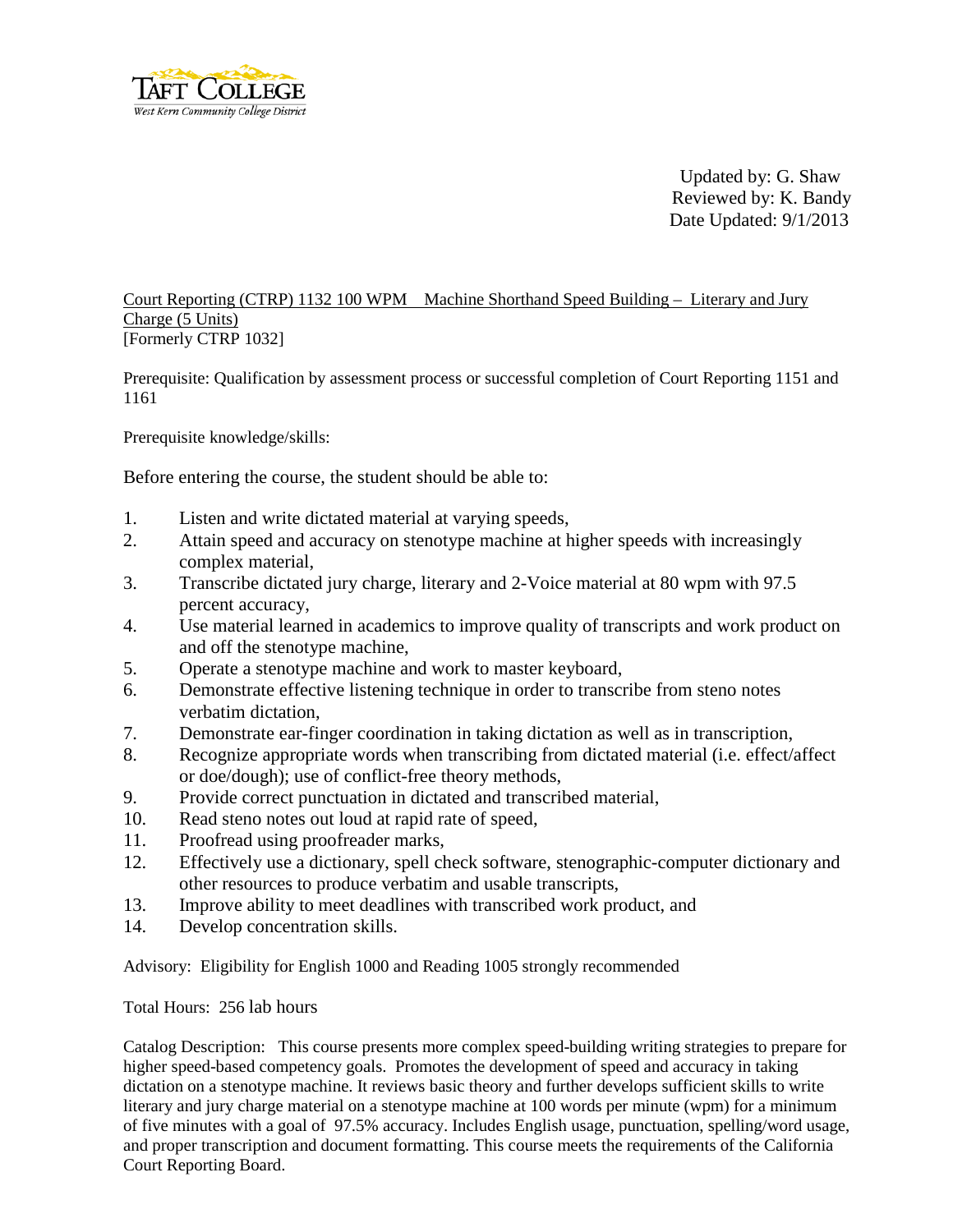Taft College
West Kern Community College District

Updated by: G. Shaw
Reviewed by: K. Bandy
Date Updated: 9/1/2013

Court Reporting (CTRP) 1132 100 WPM Machine Shorthand Speed Building – Literary and Jury Charge (5 Units)
[Formerly CTRP 1032]

Prerequisite: Qualification by assessment process or successful completion of Court Reporting 1151 and 1161

Prerequisite knowledge/skills:

Before entering the course, the student should be able to:

1. Listen and write dictated material at varying speeds,
2. Attain speed and accuracy on stenotype machine at higher speeds with increasingly complex material,
3. Transcribe dictated jury charge, literary and 2-Voice material at 80 wpm with 97.5 percent accuracy,
4. Use material learned in academics to improve quality of transcripts and work product on and off the stenotype machine,
5. Operate a stenotype machine and work to master keyboard,
6. Demonstrate effective listening technique in order to transcribe from steno notes verbatim dictation,
7. Demonstrate ear-finger coordination in taking dictation as well as in transcription,
8. Recognize appropriate words when transcribing from dictated material (i.e. effect/affect or doe/dough); use of conflict-free theory methods,
9. Provide correct punctuation in dictated and transcribed material,
10. Read steno notes out loud at rapid rate of speed,
11. Proofread using proofreader marks,
12. Effectively use a dictionary, spell check software, stenographic-computer dictionary and other resources to produce verbatim and usable transcripts,
13. Improve ability to meet deadlines with transcribed work product, and
14. Develop concentration skills.

Advisory: Eligibility for English 1000 and Reading 1005 strongly recommended

Total Hours: 256 lab hours

Catalog Description: This course presents more complex speed-building writing strategies to prepare for higher speed-based competency goals. Promotes the development of speed and accuracy in taking dictation on a stenotype machine. It reviews basic theory and further develops sufficient skills to write literary and jury charge material on a stenotype machine at 100 words per minute (wpm) for a minimum of five minutes with a goal of 97.5% accuracy. Includes English usage, punctuation, spelling/word usage, and proper transcription and document formatting. This course meets the requirements of the California Court Reporting Board.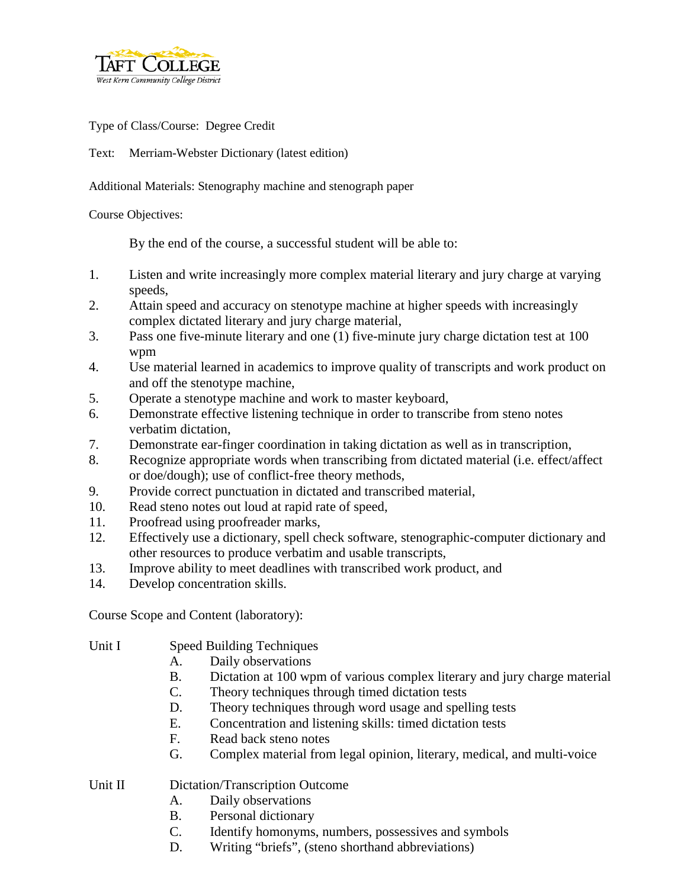Type of Class/Course: Degree Credit

Text: Merriam-Webster Dictionary (latest edition)

Additional Materials: Stenography machine and stenograph paper

Course Objectives:

By the end of the course, a successful student will be able to:

1. Listen and write increasingly more complex material literary and jury charge at varying speeds,
2. Attain speed and accuracy on stenotype machine at higher speeds with increasingly complex dictated literary and jury charge material,
3. Pass one five-minute literary and one (1) five-minute jury charge dictation test at 100 wpm
4. Use material learned in academics to improve quality of transcripts and work product on and off the stenotype machine,
5. Operate a stenotype machine and work to master keyboard,
6. Demonstrate effective listening technique in order to transcribe from steno notes verbatim dictation,
7. Demonstrate ear-finger coordination in taking dictation as well as in transcription,
8. Recognize appropriate words when transcribing from dictated material (i.e. effect/affect or doe/dough); use of conflict-free theory methods,
9. Provide correct punctuation in dictated and transcribed material,
10. Read steno notes out loud at rapid rate of speed,
11. Proofread using proofreader marks,
12. Effectively use a dictionary, spell check software, stenographic-computer dictionary and other resources to produce verbatim and usable transcripts,
13. Improve ability to meet deadlines with transcribed work product, and
14. Develop concentration skills.

Course Scope and Content (laboratory):

Unit I Speed Building Techniques

- A. Daily observations
- B. Dictation at 100 wpm of various complex literary and jury charge material
- C. Theory techniques through timed dictation tests
- D. Theory techniques through word usage and spelling tests
- E. Concentration and listening skills: timed dictation tests
- F. Read back steno notes
- G. Complex material from legal opinion, literary, medical, and multi-voice

Unit II Dictation/Transcription Outcome

- A. Daily observations
- B. Personal dictionary
- C. Identify homonyms, numbers, possessives and symbols
- D. Writing "briefs", (steno shorthand abbreviations)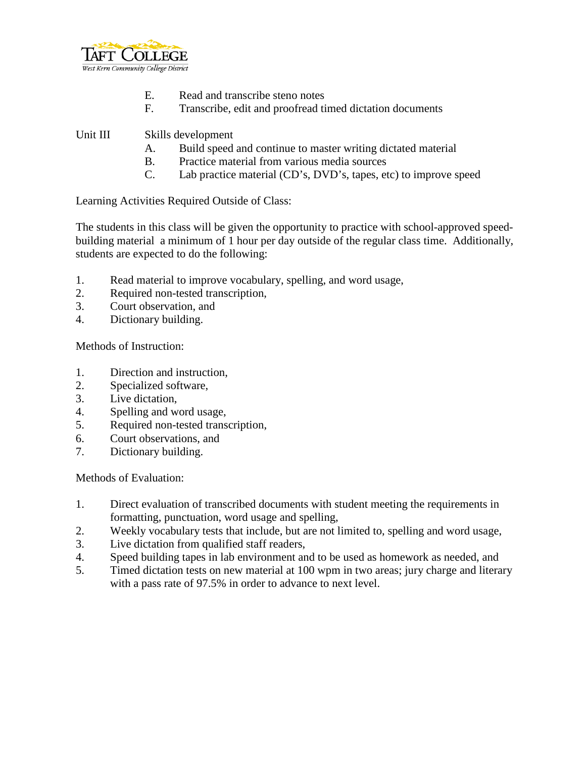E. Read and transcribe steno notes
F. Transcribe, edit and proofread timed dictation documents

Unit III Skills development

A. Build speed and continue to master writing dictated material
B. Practice material from various media sources
C. Lab practice material (CD's, DVD's, tapes, etc) to improve speed

Learning Activities Required Outside of Class:

The students in this class will be given the opportunity to practice with school-approved speed-building material a minimum of 1 hour per day outside of the regular class time. Additionally, students are expected to do the following:

1. Read material to improve vocabulary, spelling, and word usage,
2. Required non-tested transcription,
3. Court observation, and
4. Dictionary building.

Methods of Instruction:

1. Direction and instruction,
2. Specialized software,
3. Live dictation,
4. Spelling and word usage,
5. Required non-tested transcription,
6. Court observations, and
7. Dictionary building.

Methods of Evaluation:

1. Direct evaluation of transcribed documents with student meeting the requirements in formatting, punctuation, word usage and spelling,
2. Weekly vocabulary tests that include, but are not limited to, spelling and word usage,
3. Live dictation from qualified staff readers,
4. Speed building tapes in lab environment and to be used as homework as needed, and
5. Timed dictation tests on new material at 100 wpm in two areas; jury charge and literary with a pass rate of 97.5% in order to advance to next level.